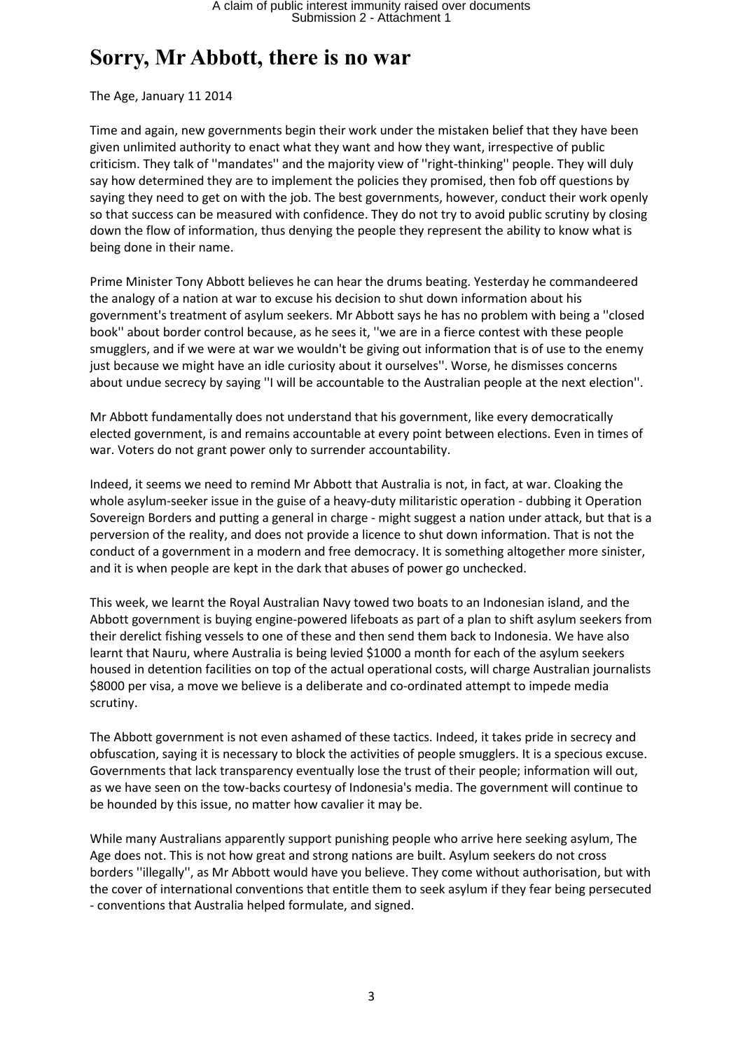# Sorry, Mr Abbott, there is no war

The Age, January 11 2014

Time and again, new governments begin their work under the mistaken belief that they have been given unlimited authority to enact what they want and how they want, irrespective of public criticism. They talk of ''mandates'' and the majority view of ''right-thinking'' people. They will duly say how determined they are to implement the policies they promised, then fob off questions by saying they need to get on with the job. The best governments, however, conduct their work openly so that success can be measured with confidence. They do not try to avoid public scrutiny by closing down the flow of information, thus denying the people they represent the ability to know what is being done in their name.

Prime Minister Tony Abbott believes he can hear the drums beating. Yesterday he commandeered the analogy of a nation at war to excuse his decision to shut down information about his government's treatment of asylum seekers. Mr Abbott says he has no problem with being a ''closed book'' about border control because, as he sees it, ''we are in a fierce contest with these people smugglers, and if we were at war we wouldn't be giving out information that is of use to the enemy just because we might have an idle curiosity about it ourselves''. Worse, he dismisses concerns about undue secrecy by saying ''I will be accountable to the Australian people at the next election''.

Mr Abbott fundamentally does not understand that his government, like every democratically elected government, is and remains accountable at every point between elections. Even in times of war. Voters do not grant power only to surrender accountability.

Indeed, it seems we need to remind Mr Abbott that Australia is not, in fact, at war. Cloaking the whole asylum-seeker issue in the guise of a heavy-duty militaristic operation - dubbing it Operation Sovereign Borders and putting a general in charge - might suggest a nation under attack, but that is a perversion of the reality, and does not provide a licence to shut down information. That is not the conduct of a government in a modern and free democracy. It is something altogether more sinister, and it is when people are kept in the dark that abuses of power go unchecked.

This week, we learnt the Royal Australian Navy towed two boats to an Indonesian island, and the Abbott government is buying engine-powered lifeboats as part of a plan to shift asylum seekers from their derelict fishing vessels to one of these and then send them back to Indonesia. We have also learnt that Nauru, where Australia is being levied $1000 a month for each of the asylum seekers housed in detention facilities on top of the actual operational costs, will charge Australian journalists $8000 per visa, a move we believe is a deliberate and co-ordinated attempt to impede media scrutiny.

The Abbott government is not even ashamed of these tactics. Indeed, it takes pride in secrecy and obfuscation, saying it is necessary to block the activities of people smugglers. It is a specious excuse. Governments that lack transparency eventually lose the trust of their people; information will out, as we have seen on the tow-backs courtesy of Indonesia's media. The government will continue to be hounded by this issue, no matter how cavalier it may be.

While many Australians apparently support punishing people who arrive here seeking asylum, The Age does not. This is not how great and strong nations are built. Asylum seekers do not cross borders ''illegally'', as Mr Abbott would have you believe. They come without authorisation, but with the cover of international conventions that entitle them to seek asylum if they fear being persecuted - conventions that Australia helped formulate, and signed.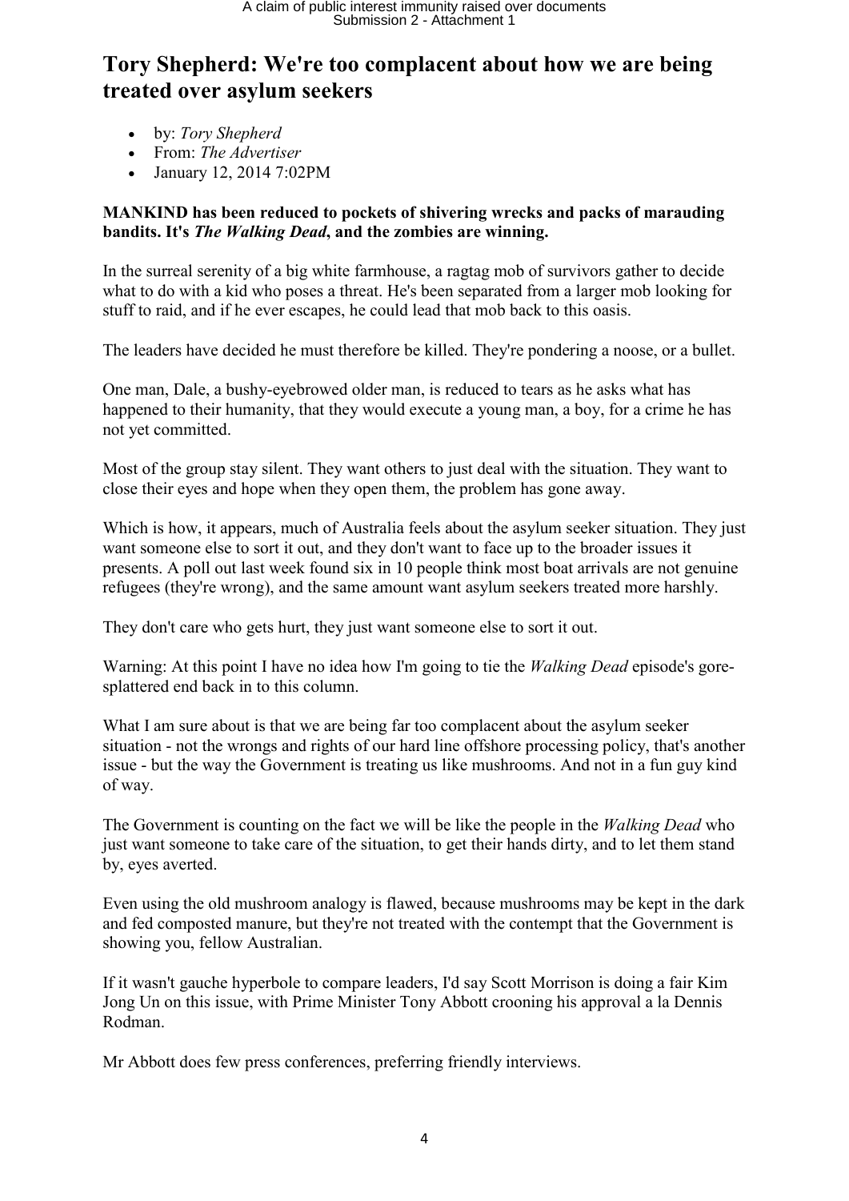# Tory Shepherd: We're too complacent about how we are being treated over asylum seekers

- by: *Tory Shepherd*
- From: *The Advertiser*
- January 12, 2014 7:02PM

**MANKIND has been reduced to pockets of shivering wrecks and packs of marauding bandits. It's *The Walking Dead*, and the zombies are winning.**

In the surreal serenity of a big white farmhouse, a ragtag mob of survivors gather to decide what to do with a kid who poses a threat. He's been separated from a larger mob looking for stuff to raid, and if he ever escapes, he could lead that mob back to this oasis.

The leaders have decided he must therefore be killed. They're pondering a noose, or a bullet.

One man, Dale, a bushy-eyebrowed older man, is reduced to tears as he asks what has happened to their humanity, that they would execute a young man, a boy, for a crime he has not yet committed.

Most of the group stay silent. They want others to just deal with the situation. They want to close their eyes and hope when they open them, the problem has gone away.

Which is how, it appears, much of Australia feels about the asylum seeker situation. They just want someone else to sort it out, and they don't want to face up to the broader issues it presents. A poll out last week found six in 10 people think most boat arrivals are not genuine refugees (they're wrong), and the same amount want asylum seekers treated more harshly.

They don't care who gets hurt, they just want someone else to sort it out.

Warning: At this point I have no idea how I'm going to tie the *Walking Dead* episode's gore-splattered end back in to this column.

What I am sure about is that we are being far too complacent about the asylum seeker situation - not the wrongs and rights of our hard line offshore processing policy, that's another issue - but the way the Government is treating us like mushrooms. And not in a fun guy kind of way.

The Government is counting on the fact we will be like the people in the *Walking Dead* who just want someone to take care of the situation, to get their hands dirty, and to let them stand by, eyes averted.

Even using the old mushroom analogy is flawed, because mushrooms may be kept in the dark and fed composted manure, but they're not treated with the contempt that the Government is showing you, fellow Australian.

If it wasn't gauche hyperbole to compare leaders, I'd say Scott Morrison is doing a fair Kim Jong Un on this issue, with Prime Minister Tony Abbott crooning his approval a la Dennis Rodman.

Mr Abbott does few press conferences, preferring friendly interviews.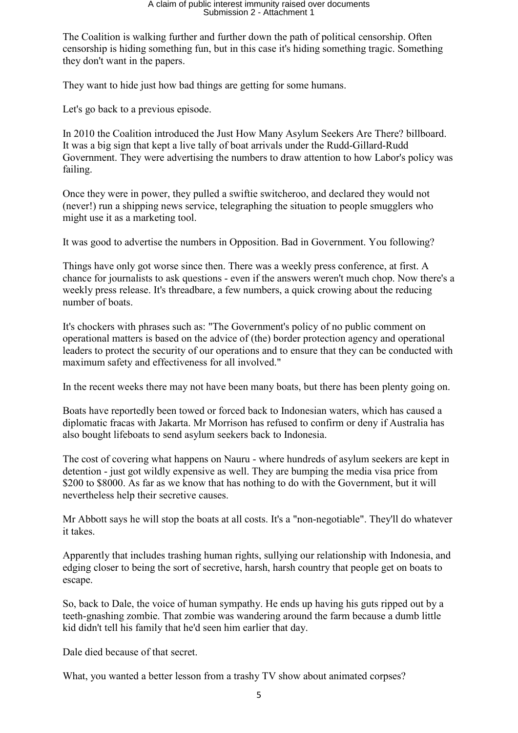The Coalition is walking further and further down the path of political censorship. Often censorship is hiding something fun, but in this case it's hiding something tragic. Something they don't want in the papers.

They want to hide just how bad things are getting for some humans.

Let's go back to a previous episode.

In 2010 the Coalition introduced the Just How Many Asylum Seekers Are There? billboard. It was a big sign that kept a live tally of boat arrivals under the Rudd-Gillard-Rudd Government. They were advertising the numbers to draw attention to how Labor's policy was failing.

Once they were in power, they pulled a swiftie switcheroo, and declared they would not (never!) run a shipping news service, telegraphing the situation to people smugglers who might use it as a marketing tool.

It was good to advertise the numbers in Opposition. Bad in Government. You following?

Things have only got worse since then. There was a weekly press conference, at first. A chance for journalists to ask questions - even if the answers weren't much chop. Now there's a weekly press release. It's threadbare, a few numbers, a quick crowing about the reducing number of boats.

It's chockers with phrases such as: "The Government's policy of no public comment on operational matters is based on the advice of (the) border protection agency and operational leaders to protect the security of our operations and to ensure that they can be conducted with maximum safety and effectiveness for all involved."

In the recent weeks there may not have been many boats, but there has been plenty going on.

Boats have reportedly been towed or forced back to Indonesian waters, which has caused a diplomatic fracas with Jakarta. Mr Morrison has refused to confirm or deny if Australia has also bought lifeboats to send asylum seekers back to Indonesia.

The cost of covering what happens on Nauru - where hundreds of asylum seekers are kept in detention - just got wildly expensive as well. They are bumping the media visa price from $200 to $8000. As far as we know that has nothing to do with the Government, but it will nevertheless help their secretive causes.

Mr Abbott says he will stop the boats at all costs. It's a "non-negotiable". They'll do whatever it takes.

Apparently that includes trashing human rights, sullying our relationship with Indonesia, and edging closer to being the sort of secretive, harsh, harsh country that people get on boats to escape.

So, back to Dale, the voice of human sympathy. He ends up having his guts ripped out by a teeth-gnashing zombie. That zombie was wandering around the farm because a dumb little kid didn't tell his family that he'd seen him earlier that day.

Dale died because of that secret.

What, you wanted a better lesson from a trashy TV show about animated corpses?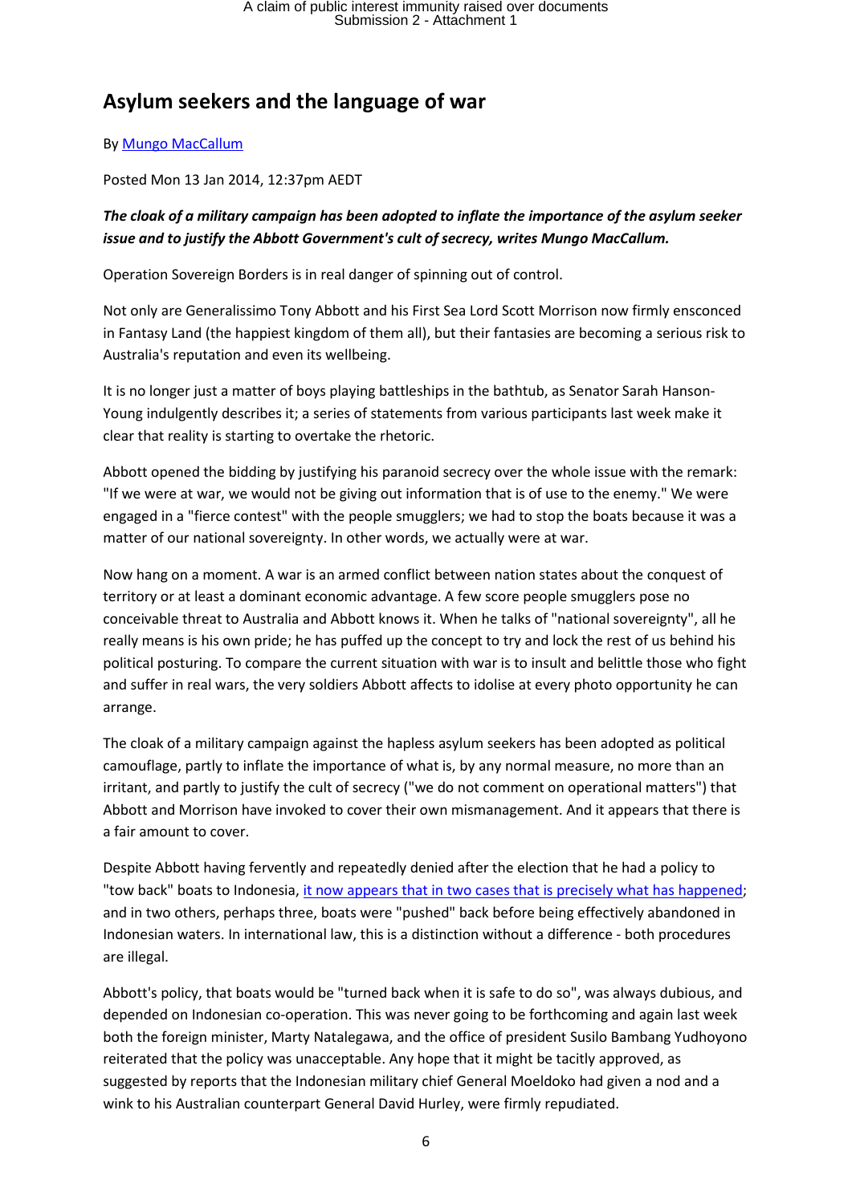# Asylum seekers and the language of war

By [Mungo MacCallum]

Posted Mon 13 Jan 2014, 12:37pm AEDT

***The cloak of a military campaign has been adopted to inflate the importance of the asylum seeker issue and to justify the Abbott Government's cult of secrecy, writes Mungo MacCallum.***

Operation Sovereign Borders is in real danger of spinning out of control.

Not only are Generalissimo Tony Abbott and his First Sea Lord Scott Morrison now firmly ensconced in Fantasy Land (the happiest kingdom of them all), but their fantasies are becoming a serious risk to Australia's reputation and even its wellbeing.

It is no longer just a matter of boys playing battleships in the bathtub, as Senator Sarah Hanson-Young indulgently describes it; a series of statements from various participants last week make it clear that reality is starting to overtake the rhetoric.

Abbott opened the bidding by justifying his paranoid secrecy over the whole issue with the remark: "If we were at war, we would not be giving out information that is of use to the enemy." We were engaged in a "fierce contest" with the people smugglers; we had to stop the boats because it was a matter of our national sovereignty. In other words, we actually were at war.

Now hang on a moment. A war is an armed conflict between nation states about the conquest of territory or at least a dominant economic advantage. A few score people smugglers pose no conceivable threat to Australia and Abbott knows it. When he talks of "national sovereignty", all he really means is his own pride; he has puffed up the concept to try and lock the rest of us behind his political posturing. To compare the current situation with war is to insult and belittle those who fight and suffer in real wars, the very soldiers Abbott affects to idolise at every photo opportunity he can arrange.

The cloak of a military campaign against the hapless asylum seekers has been adopted as political camouflage, partly to inflate the importance of what is, by any normal measure, no more than an irritant, and partly to justify the cult of secrecy ("we do not comment on operational matters") that Abbott and Morrison have invoked to cover their own mismanagement. And it appears that there is a fair amount to cover.

Despite Abbott having fervently and repeatedly denied after the election that he had a policy to "tow back" boats to Indonesia, [it now appears that in two cases that is precisely what has happened]; and in two others, perhaps three, boats were "pushed" back before being effectively abandoned in Indonesian waters. In international law, this is a distinction without a difference - both procedures are illegal.

Abbott's policy, that boats would be "turned back when it is safe to do so", was always dubious, and depended on Indonesian co-operation. This was never going to be forthcoming and again last week both the foreign minister, Marty Natalegawa, and the office of president Susilo Bambang Yudhoyono reiterated that the policy was unacceptable. Any hope that it might be tacitly approved, as suggested by reports that the Indonesian military chief General Moeldoko had given a nod and a wink to his Australian counterpart General David Hurley, were firmly repudiated.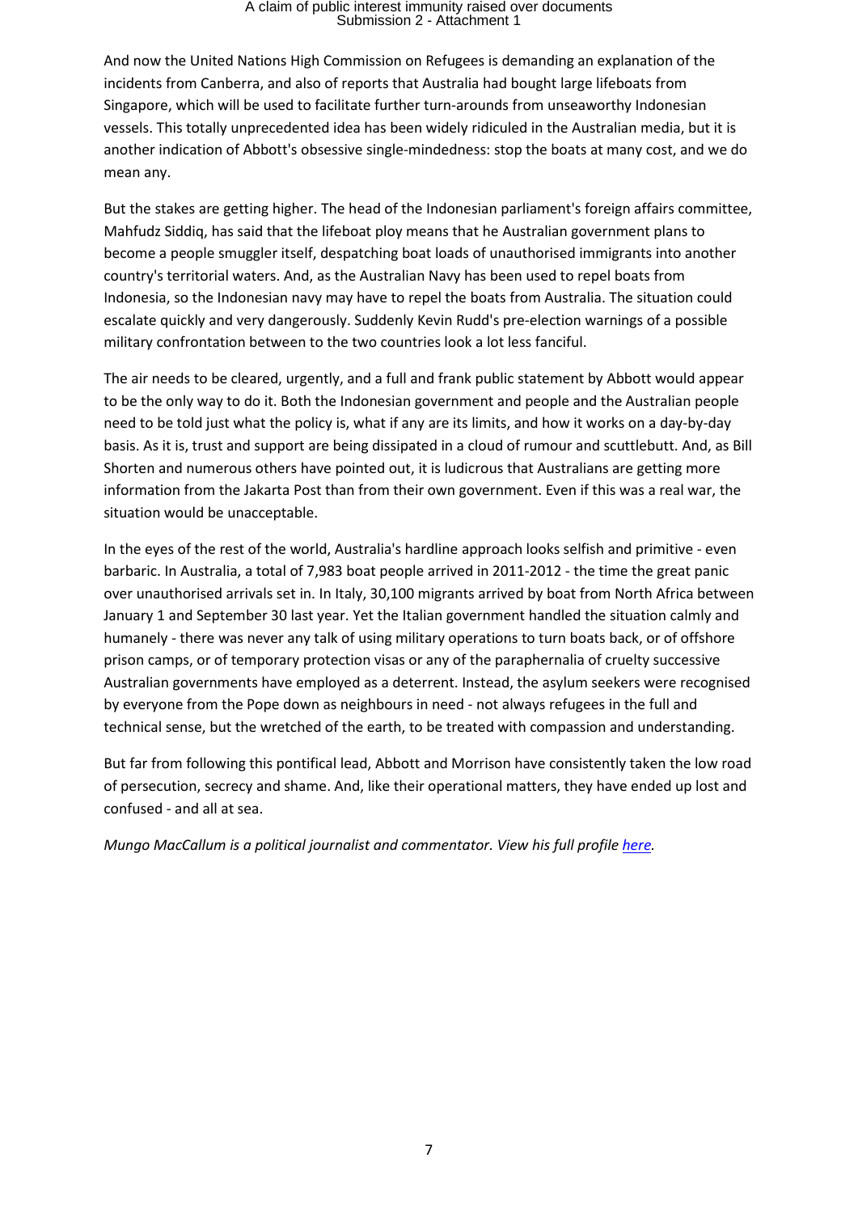And now the United Nations High Commission on Refugees is demanding an explanation of the incidents from Canberra, and also of reports that Australia had bought large lifeboats from Singapore, which will be used to facilitate further turn-arounds from unseaworthy Indonesian vessels. This totally unprecedented idea has been widely ridiculed in the Australian media, but it is another indication of Abbott's obsessive single-mindedness: stop the boats at many cost, and we do mean any.

But the stakes are getting higher. The head of the Indonesian parliament's foreign affairs committee, Mahfudz Siddiq, has said that the lifeboat ploy means that he Australian government plans to become a people smuggler itself, despatching boat loads of unauthorised immigrants into another country's territorial waters. And, as the Australian Navy has been used to repel boats from Indonesia, so the Indonesian navy may have to repel the boats from Australia. The situation could escalate quickly and very dangerously. Suddenly Kevin Rudd's pre-election warnings of a possible military confrontation between to the two countries look a lot less fanciful.

The air needs to be cleared, urgently, and a full and frank public statement by Abbott would appear to be the only way to do it. Both the Indonesian government and people and the Australian people need to be told just what the policy is, what if any are its limits, and how it works on a day-by-day basis. As it is, trust and support are being dissipated in a cloud of rumour and scuttlebutt. And, as Bill Shorten and numerous others have pointed out, it is ludicrous that Australians are getting more information from the Jakarta Post than from their own government. Even if this was a real war, the situation would be unacceptable.

In the eyes of the rest of the world, Australia's hardline approach looks selfish and primitive - even barbaric. In Australia, a total of 7,983 boat people arrived in 2011-2012 - the time the great panic over unauthorised arrivals set in. In Italy, 30,100 migrants arrived by boat from North Africa between January 1 and September 30 last year. Yet the Italian government handled the situation calmly and humanely - there was never any talk of using military operations to turn boats back, or of offshore prison camps, or of temporary protection visas or any of the paraphernalia of cruelty successive Australian governments have employed as a deterrent. Instead, the asylum seekers were recognised by everyone from the Pope down as neighbours in need - not always refugees in the full and technical sense, but the wretched of the earth, to be treated with compassion and understanding.

But far from following this pontifical lead, Abbott and Morrison have consistently taken the low road of persecution, secrecy and shame. And, like their operational matters, they have ended up lost and confused - and all at sea.

*Mungo MacCallum is a political journalist and commentator. View his full profile here.*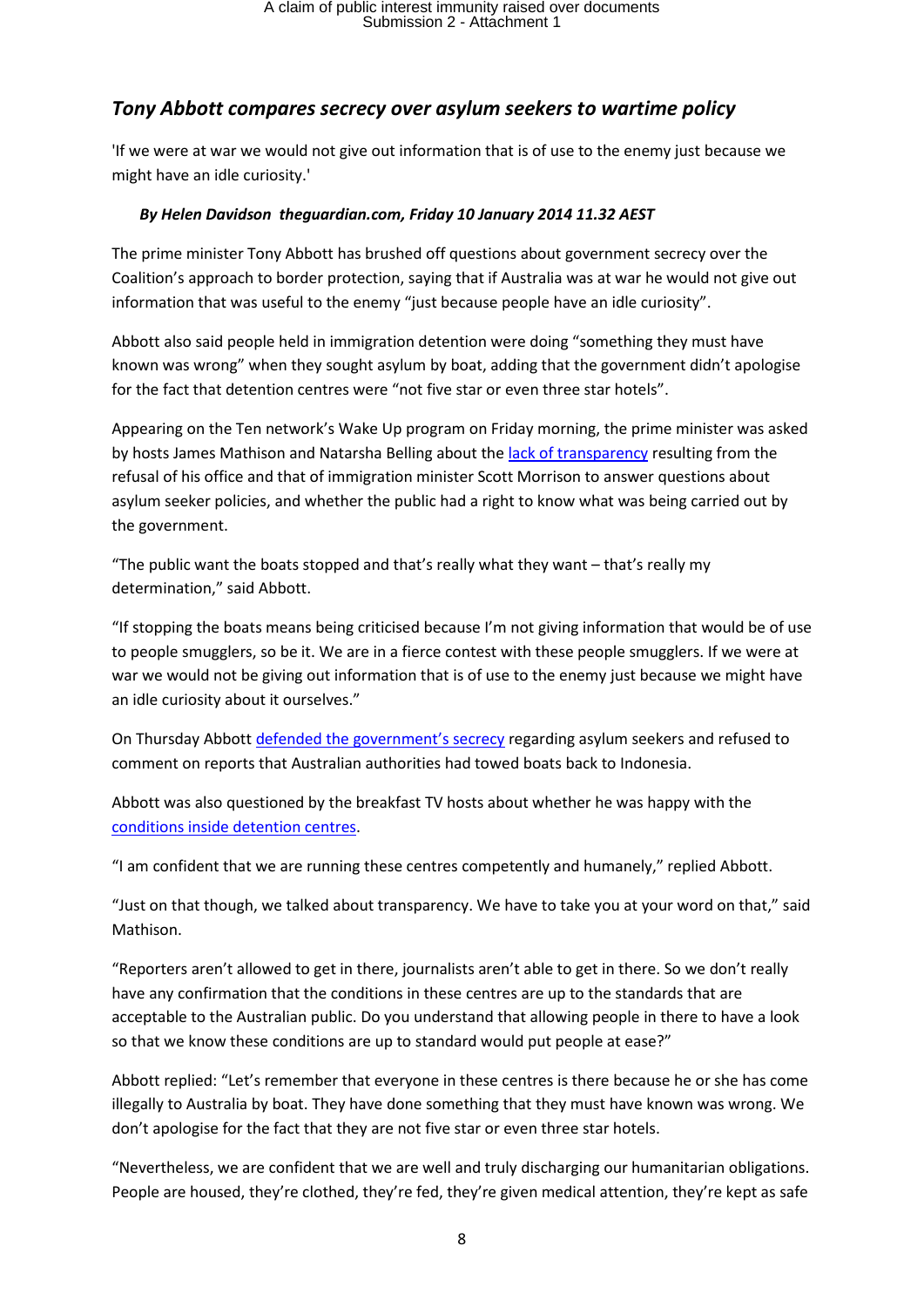## *Tony Abbott compares secrecy over asylum seekers to wartime policy*

'If we were at war we would not give out information that is of use to the enemy just because we might have an idle curiosity.'

***By Helen Davidson theguardian.com, Friday 10 January 2014 11.32 AEST***

The prime minister Tony Abbott has brushed off questions about government secrecy over the Coalition's approach to border protection, saying that if Australia was at war he would not give out information that was useful to the enemy "just because people have an idle curiosity".

Abbott also said people held in immigration detention were doing "something they must have known was wrong" when they sought asylum by boat, adding that the government didn't apologise for the fact that detention centres were "not five star or even three star hotels".

Appearing on the Ten network's Wake Up program on Friday morning, the prime minister was asked by hosts James Mathison and Natarsha Belling about the lack of transparency resulting from the refusal of his office and that of immigration minister Scott Morrison to answer questions about asylum seeker policies, and whether the public had a right to know what was being carried out by the government.

"The public want the boats stopped and that's really what they want – that's really my determination," said Abbott.

"If stopping the boats means being criticised because I'm not giving information that would be of use to people smugglers, so be it. We are in a fierce contest with these people smugglers. If we were at war we would not be giving out information that is of use to the enemy just because we might have an idle curiosity about it ourselves."

On Thursday Abbott defended the government's secrecy regarding asylum seekers and refused to comment on reports that Australian authorities had towed boats back to Indonesia.

Abbott was also questioned by the breakfast TV hosts about whether he was happy with the conditions inside detention centres.

"I am confident that we are running these centres competently and humanely," replied Abbott.

"Just on that though, we talked about transparency. We have to take you at your word on that," said Mathison.

"Reporters aren't allowed to get in there, journalists aren't able to get in there. So we don't really have any confirmation that the conditions in these centres are up to the standards that are acceptable to the Australian public. Do you understand that allowing people in there to have a look so that we know these conditions are up to standard would put people at ease?"

Abbott replied: "Let's remember that everyone in these centres is there because he or she has come illegally to Australia by boat. They have done something that they must have known was wrong. We don't apologise for the fact that they are not five star or even three star hotels.

"Nevertheless, we are confident that we are well and truly discharging our humanitarian obligations. People are housed, they're clothed, they're fed, they're given medical attention, they're kept as safe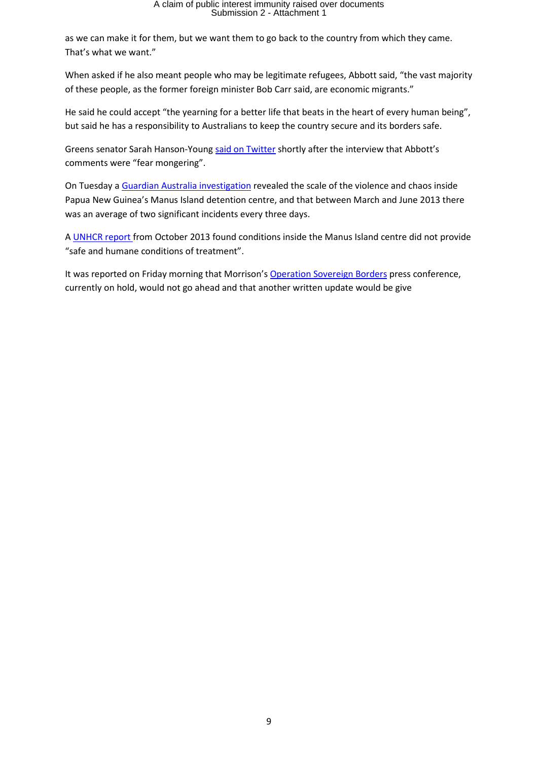as we can make it for them, but we want them to go back to the country from which they came. That's what we want."

When asked if he also meant people who may be legitimate refugees, Abbott said, "the vast majority of these people, as the former foreign minister Bob Carr said, are economic migrants."

He said he could accept "the yearning for a better life that beats in the heart of every human being", but said he has a responsibility to Australians to keep the country secure and its borders safe.

Greens senator Sarah Hanson-Young said on Twitter shortly after the interview that Abbott's comments were "fear mongering".

On Tuesday a Guardian Australia investigation revealed the scale of the violence and chaos inside Papua New Guinea's Manus Island detention centre, and that between March and June 2013 there was an average of two significant incidents every three days.

A UNHCR report from October 2013 found conditions inside the Manus Island centre did not provide "safe and humane conditions of treatment".

It was reported on Friday morning that Morrison's Operation Sovereign Borders press conference, currently on hold, would not go ahead and that another written update would be give